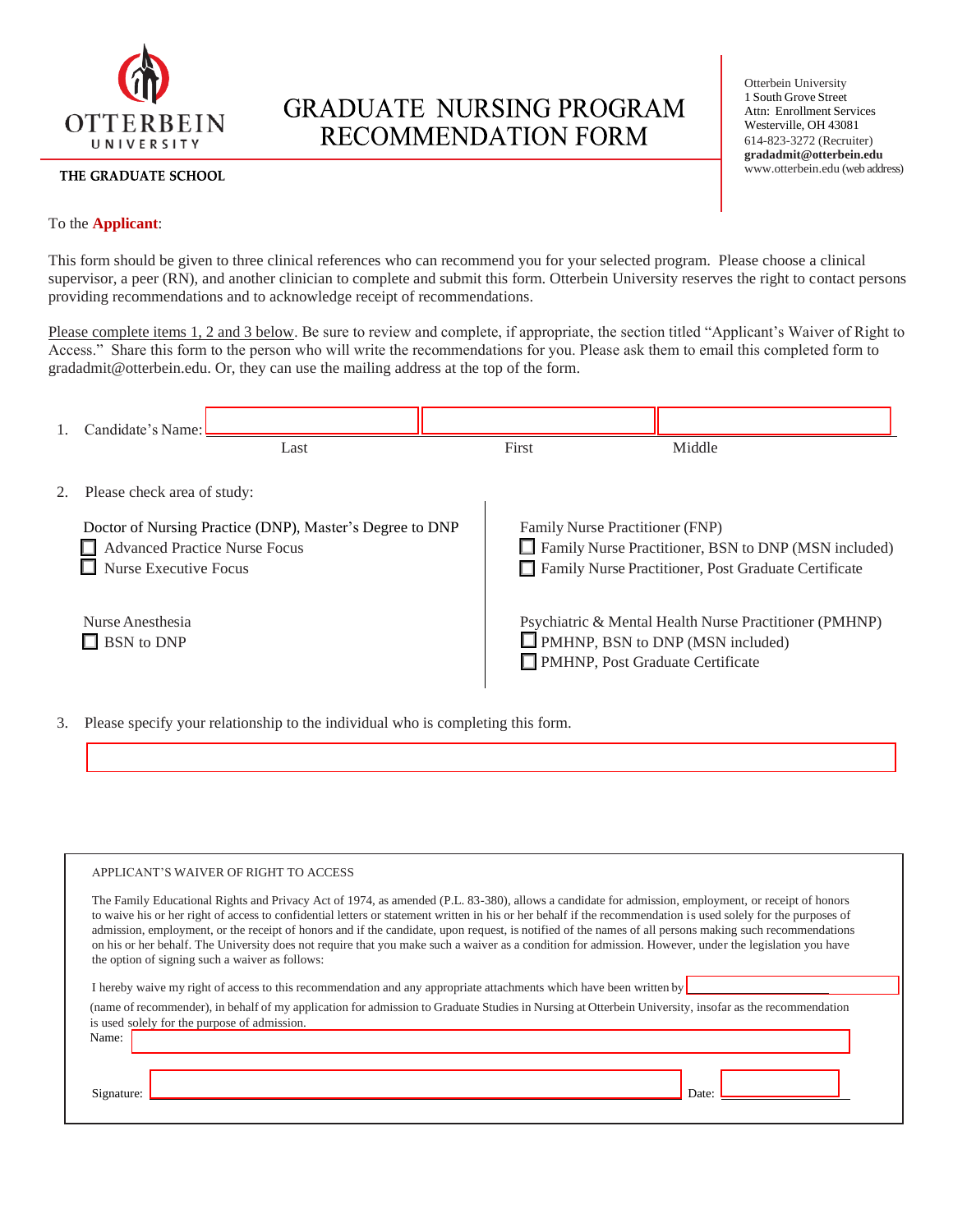OTTERBEIN UNIVERSITY

THE GRADUATE SCHOOL

# GRADUATE NURSING PROGRAM RECOMMENDATION FORM

Otterbein University
1 South Grove Street
Attn: Enrollment Services
Westerville, OH 43081
614-823-3272 (Recruiter)
**gradadmit@otterbein.edu**
www.otterbein.edu (web address)

To the **Applicant**:

This form should be given to three clinical references who can recommend you for your selected program. Please choose a clinical supervisor, a peer (RN), and another clinician to complete and submit this form. Otterbein University reserves the right to contact persons providing recommendations and to acknowledge receipt of recommendations.

Please complete items 1, 2 and 3 below. Be sure to review and complete, if appropriate, the section titled "Applicant's Waiver of Right to Access." Share this form to the person who will write the recommendations for you. Please ask them to email this completed form to gradadmit@otterbein.edu. Or, they can use the mailing address at the top of the form.

1. Candidate's Name: ____________ ____________ ____________
   Last First Middle

2. Please check area of study:

Doctor of Nursing Practice (DNP), Master's Degree to DNP
- ☐ Advanced Practice Nurse Focus
- ☐ Nurse Executive Focus

Nurse Anesthesia
- ☐ BSN to DNP

Family Nurse Practitioner (FNP)
- ☐ Family Nurse Practitioner, BSN to DNP (MSN included)
- ☐ Family Nurse Practitioner, Post Graduate Certificate

Psychiatric & Mental Health Nurse Practitioner (PMHNP)
- ☐ PMHNP, BSN to DNP (MSN included)
- ☐ PMHNP, Post Graduate Certificate

3. Please specify your relationship to the individual who is completing this form.

____________________________________________

APPLICANT'S WAIVER OF RIGHT TO ACCESS

The Family Educational Rights and Privacy Act of 1974, as amended (P.L. 83-380), allows a candidate for admission, employment, or receipt of honors to waive his or her right of access to confidential letters or statement written in his or her behalf if the recommendation is used solely for the purposes of admission, employment, or the receipt of honors and if the candidate, upon request, is notified of the names of all persons making such recommendations on his or her behalf. The University does not require that you make such a waiver as a condition for admission. However, under the legislation you have the option of signing such a waiver as follows:

I hereby waive my right of access to this recommendation and any appropriate attachments which have been written by ____________ (name of recommender), in behalf of my application for admission to Graduate Studies in Nursing at Otterbein University, insofar as the recommendation is used solely for the purpose of admission.

Name: ____________________________________________

Signature: ____________________________ Date: ____________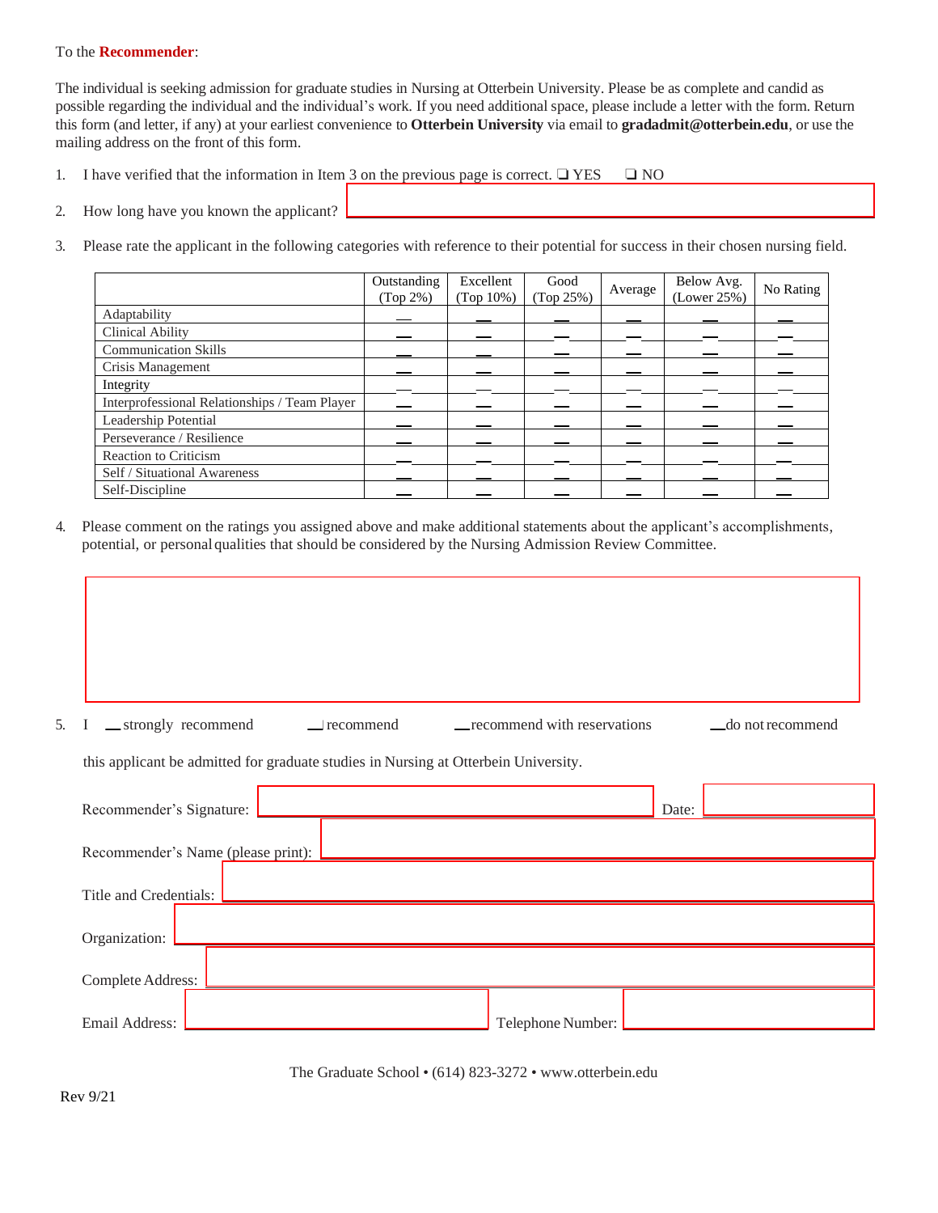To the **Recommender**:

The individual is seeking admission for graduate studies in Nursing at Otterbein University. Please be as complete and candid as possible regarding the individual and the individual's work. If you need additional space, please include a letter with the form. Return this form (and letter, if any) at your earliest convenience to **Otterbein University** via email to **gradadmit@otterbein.edu**, or use the mailing address on the front of this form.

1. I have verified that the information in Item 3 on the previous page is correct. ❑ YES ❑ NO
2. How long have you known the applicant?
3. Please rate the applicant in the following categories with reference to their potential for success in their chosen nursing field.

| | Outstanding (Top 2%) | Excellent (Top 10%) | Good (Top 25%) | Average | Below Avg. (Lower 25%) | No Rating |
|---|---|---|---|---|---|---|
| Adaptability | __ | __ | __ | __ | __ | __ |
| Clinical Ability | __ | __ | __ | __ | __ | __ |
| Communication Skills | __ | __ | __ | __ | __ | __ |
| Crisis Management | __ | __ | __ | __ | __ | __ |
| Integrity | __ | __ | __ | __ | __ | __ |
| Interprofessional Relationships / Team Player | __ | __ | __ | __ | __ | __ |
| Leadership Potential | __ | __ | __ | __ | __ | __ |
| Perseverance / Resilience | __ | __ | __ | __ | __ | __ |
| Reaction to Criticism | __ | __ | __ | __ | __ | __ |
| Self / Situational Awareness | __ | __ | __ | __ | __ | __ |
| Self-Discipline | __ | __ | __ | __ | __ | __ |

4. Please comment on the ratings you assigned above and make additional statements about the applicant's accomplishments, potential, or personal qualities that should be considered by the Nursing Admission Review Committee.

5. I __ strongly recommend __ recommend __ recommend with reservations __ do not recommend

this applicant be admitted for graduate studies in Nursing at Otterbein University.

Recommender's Signature: Date:

Recommender's Name (please print):

Title and Credentials:

Organization:

Complete Address:

Email Address: Telephone Number:

The Graduate School • (614) 823-3272 • www.otterbein.edu

Rev 9/21